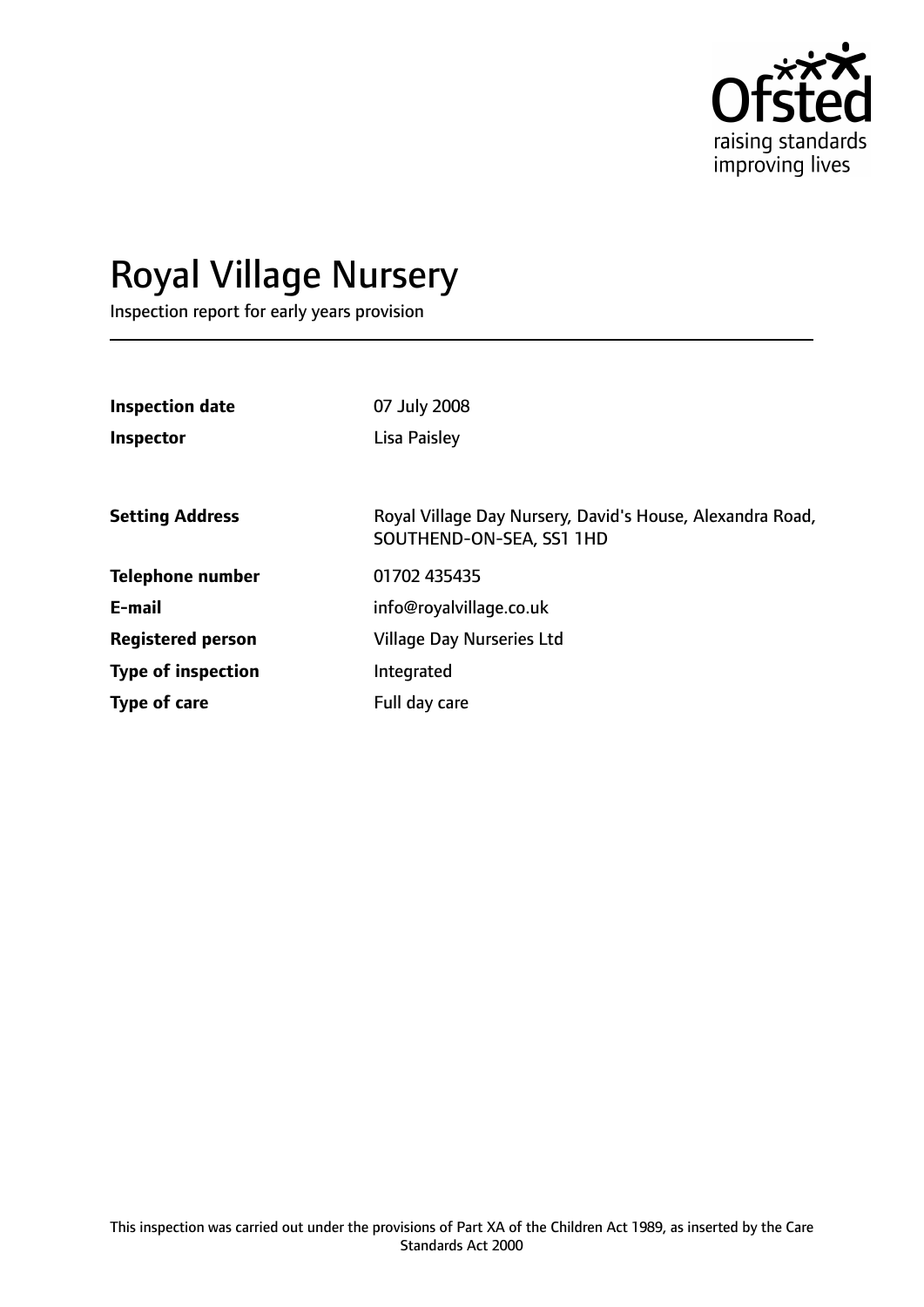# Royal Village Nursery

Inspection report for early years provision

| | |
|---|---|
| **Inspection date** | 07 July 2008 |
| **Inspector** | Lisa Paisley |
| | |
| **Setting Address** | Royal Village Day Nursery, David's House, Alexandra Road, SOUTHEND-ON-SEA, SS1 1HD |
| **Telephone number** | 01702 435435 |
| **E-mail** | info@royalvillage.co.uk |
| **Registered person** | Village Day Nurseries Ltd |
| **Type of inspection** | Integrated |
| **Type of care** | Full day care |

This inspection was carried out under the provisions of Part XA of the Children Act 1989, as inserted by the Care Standards Act 2000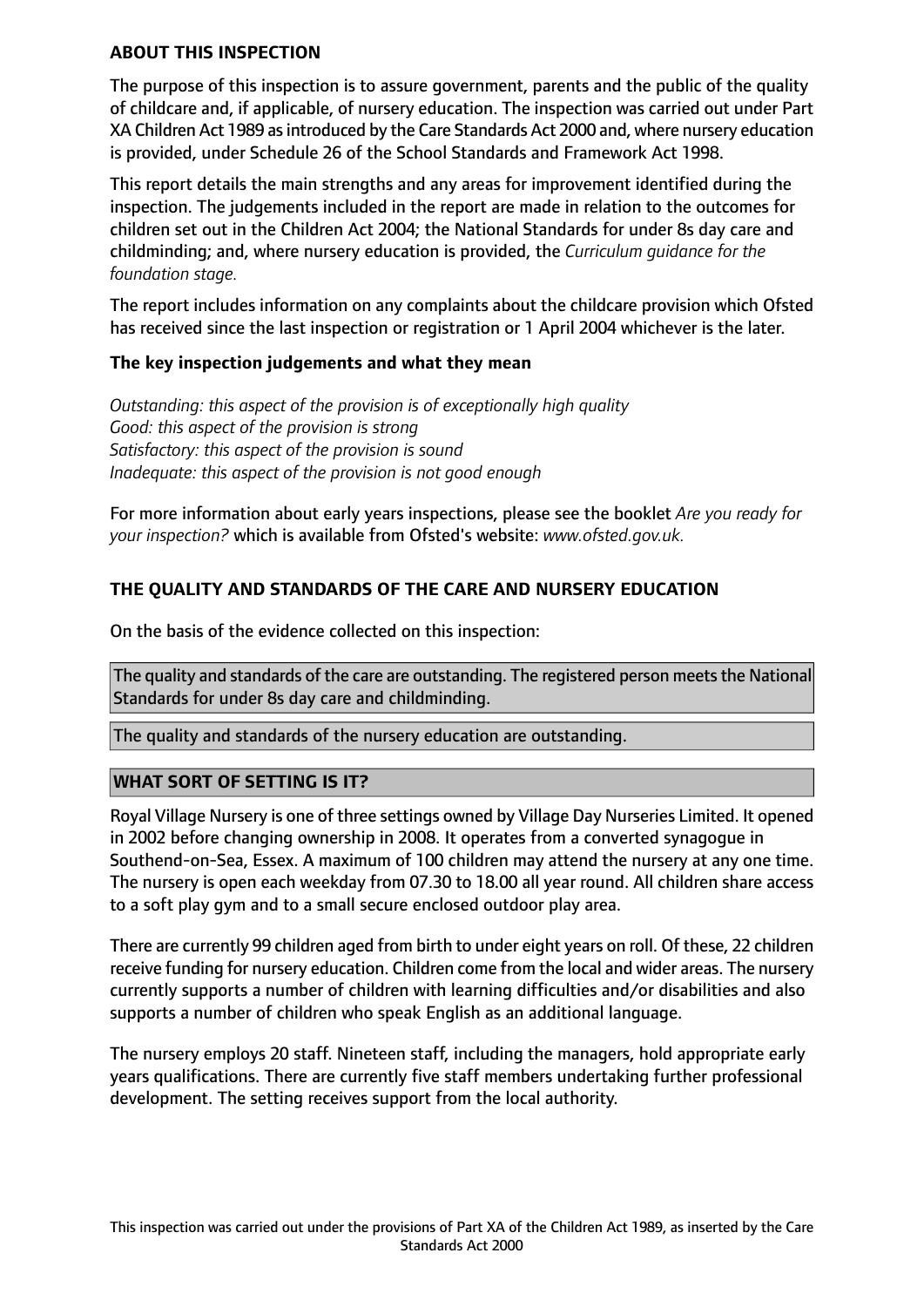**ABOUT THIS INSPECTION**

The purpose of this inspection is to assure government, parents and the public of the quality of childcare and, if applicable, of nursery education. The inspection was carried out under Part XA Children Act 1989 as introduced by the Care Standards Act 2000 and, where nursery education is provided, under Schedule 26 of the School Standards and Framework Act 1998.

This report details the main strengths and any areas for improvement identified during the inspection. The judgements included in the report are made in relation to the outcomes for children set out in the Children Act 2004; the National Standards for under 8s day care and childminding; and, where nursery education is provided, the *Curriculum guidance for the foundation stage.*

The report includes information on any complaints about the childcare provision which Ofsted has received since the last inspection or registration or 1 April 2004 whichever is the later.

**The key inspection judgements and what they mean**

*Outstanding: this aspect of the provision is of exceptionally high quality*
*Good: this aspect of the provision is strong*
*Satisfactory: this aspect of the provision is sound*
*Inadequate: this aspect of the provision is not good enough*

For more information about early years inspections, please see the booklet *Are you ready for your inspection?* which is available from Ofsted's website: *www.ofsted.gov.uk.*

**THE QUALITY AND STANDARDS OF THE CARE AND NURSERY EDUCATION**

On the basis of the evidence collected on this inspection:

The quality and standards of the care are outstanding. The registered person meets the National Standards for under 8s day care and childminding.

The quality and standards of the nursery education are outstanding.

**WHAT SORT OF SETTING IS IT?**

Royal Village Nursery is one of three settings owned by Village Day Nurseries Limited. It opened in 2002 before changing ownership in 2008. It operates from a converted synagogue in Southend-on-Sea, Essex. A maximum of 100 children may attend the nursery at any one time. The nursery is open each weekday from 07.30 to 18.00 all year round. All children share access to a soft play gym and to a small secure enclosed outdoor play area.

There are currently 99 children aged from birth to under eight years on roll. Of these, 22 children receive funding for nursery education. Children come from the local and wider areas. The nursery currently supports a number of children with learning difficulties and/or disabilities and also supports a number of children who speak English as an additional language.

The nursery employs 20 staff. Nineteen staff, including the managers, hold appropriate early years qualifications. There are currently five staff members undertaking further professional development. The setting receives support from the local authority.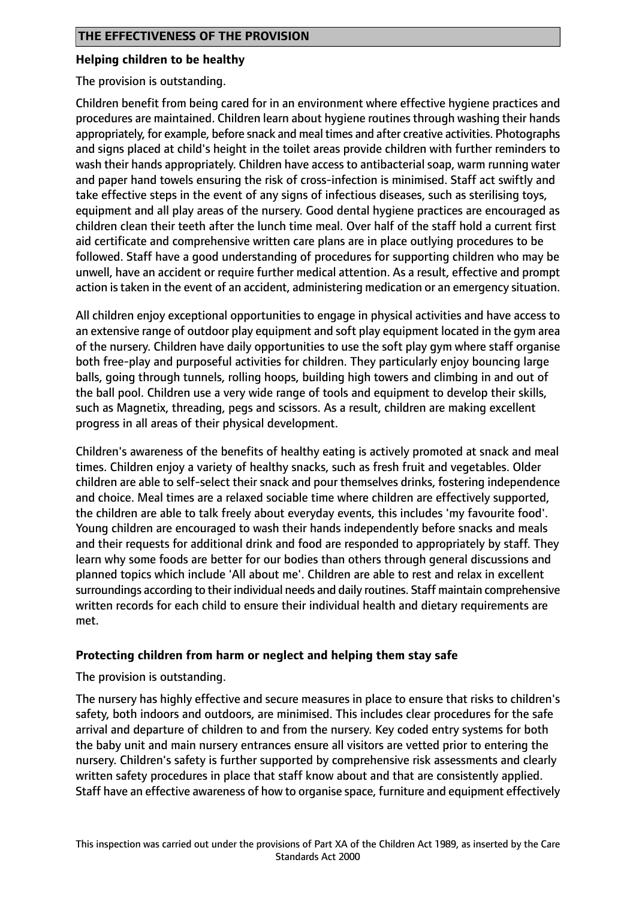## THE EFFECTIVENESS OF THE PROVISION

**Helping children to be healthy**

The provision is outstanding.

Children benefit from being cared for in an environment where effective hygiene practices and procedures are maintained. Children learn about hygiene routines through washing their hands appropriately, for example, before snack and meal times and after creative activities. Photographs and signs placed at child's height in the toilet areas provide children with further reminders to wash their hands appropriately. Children have access to antibacterial soap, warm running water and paper hand towels ensuring the risk of cross-infection is minimised. Staff act swiftly and take effective steps in the event of any signs of infectious diseases, such as sterilising toys, equipment and all play areas of the nursery. Good dental hygiene practices are encouraged as children clean their teeth after the lunch time meal. Over half of the staff hold a current first aid certificate and comprehensive written care plans are in place outlying procedures to be followed. Staff have a good understanding of procedures for supporting children who may be unwell, have an accident or require further medical attention. As a result, effective and prompt action is taken in the event of an accident, administering medication or an emergency situation.

All children enjoy exceptional opportunities to engage in physical activities and have access to an extensive range of outdoor play equipment and soft play equipment located in the gym area of the nursery. Children have daily opportunities to use the soft play gym where staff organise both free-play and purposeful activities for children. They particularly enjoy bouncing large balls, going through tunnels, rolling hoops, building high towers and climbing in and out of the ball pool. Children use a very wide range of tools and equipment to develop their skills, such as Magnetix, threading, pegs and scissors. As a result, children are making excellent progress in all areas of their physical development.

Children's awareness of the benefits of healthy eating is actively promoted at snack and meal times. Children enjoy a variety of healthy snacks, such as fresh fruit and vegetables. Older children are able to self-select their snack and pour themselves drinks, fostering independence and choice. Meal times are a relaxed sociable time where children are effectively supported, the children are able to talk freely about everyday events, this includes 'my favourite food'. Young children are encouraged to wash their hands independently before snacks and meals and their requests for additional drink and food are responded to appropriately by staff. They learn why some foods are better for our bodies than others through general discussions and planned topics which include 'All about me'. Children are able to rest and relax in excellent surroundings according to their individual needs and daily routines. Staff maintain comprehensive written records for each child to ensure their individual health and dietary requirements are met.

**Protecting children from harm or neglect and helping them stay safe**

The provision is outstanding.

The nursery has highly effective and secure measures in place to ensure that risks to children's safety, both indoors and outdoors, are minimised. This includes clear procedures for the safe arrival and departure of children to and from the nursery. Key coded entry systems for both the baby unit and main nursery entrances ensure all visitors are vetted prior to entering the nursery. Children's safety is further supported by comprehensive risk assessments and clearly written safety procedures in place that staff know about and that are consistently applied. Staff have an effective awareness of how to organise space, furniture and equipment effectively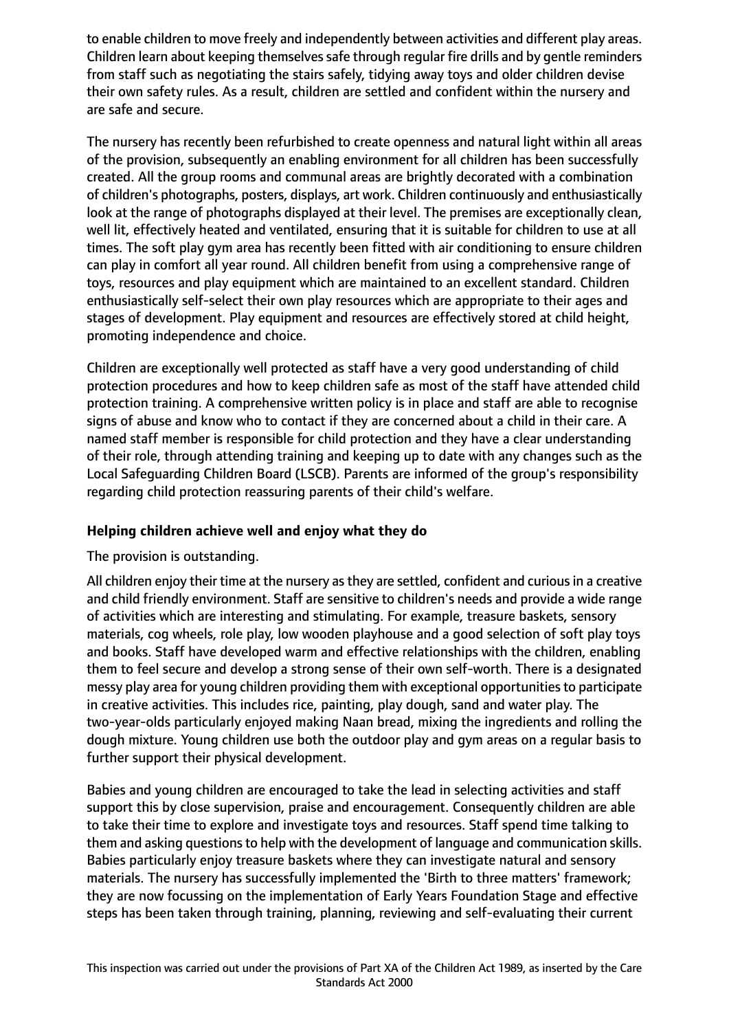to enable children to move freely and independently between activities and different play areas. Children learn about keeping themselves safe through regular fire drills and by gentle reminders from staff such as negotiating the stairs safely, tidying away toys and older children devise their own safety rules. As a result, children are settled and confident within the nursery and are safe and secure.

The nursery has recently been refurbished to create openness and natural light within all areas of the provision, subsequently an enabling environment for all children has been successfully created. All the group rooms and communal areas are brightly decorated with a combination of children's photographs, posters, displays, art work. Children continuously and enthusiastically look at the range of photographs displayed at their level. The premises are exceptionally clean, well lit, effectively heated and ventilated, ensuring that it is suitable for children to use at all times. The soft play gym area has recently been fitted with air conditioning to ensure children can play in comfort all year round. All children benefit from using a comprehensive range of toys, resources and play equipment which are maintained to an excellent standard. Children enthusiastically self-select their own play resources which are appropriate to their ages and stages of development. Play equipment and resources are effectively stored at child height, promoting independence and choice.

Children are exceptionally well protected as staff have a very good understanding of child protection procedures and how to keep children safe as most of the staff have attended child protection training. A comprehensive written policy is in place and staff are able to recognise signs of abuse and know who to contact if they are concerned about a child in their care. A named staff member is responsible for child protection and they have a clear understanding of their role, through attending training and keeping up to date with any changes such as the Local Safeguarding Children Board (LSCB). Parents are informed of the group's responsibility regarding child protection reassuring parents of their child's welfare.

### Helping children achieve well and enjoy what they do

The provision is outstanding.

All children enjoy their time at the nursery as they are settled, confident and curious in a creative and child friendly environment. Staff are sensitive to children's needs and provide a wide range of activities which are interesting and stimulating. For example, treasure baskets, sensory materials, cog wheels, role play, low wooden playhouse and a good selection of soft play toys and books. Staff have developed warm and effective relationships with the children, enabling them to feel secure and develop a strong sense of their own self-worth. There is a designated messy play area for young children providing them with exceptional opportunities to participate in creative activities. This includes rice, painting, play dough, sand and water play. The two-year-olds particularly enjoyed making Naan bread, mixing the ingredients and rolling the dough mixture. Young children use both the outdoor play and gym areas on a regular basis to further support their physical development.

Babies and young children are encouraged to take the lead in selecting activities and staff support this by close supervision, praise and encouragement. Consequently children are able to take their time to explore and investigate toys and resources. Staff spend time talking to them and asking questions to help with the development of language and communication skills. Babies particularly enjoy treasure baskets where they can investigate natural and sensory materials. The nursery has successfully implemented the 'Birth to three matters' framework; they are now focussing on the implementation of Early Years Foundation Stage and effective steps has been taken through training, planning, reviewing and self-evaluating their current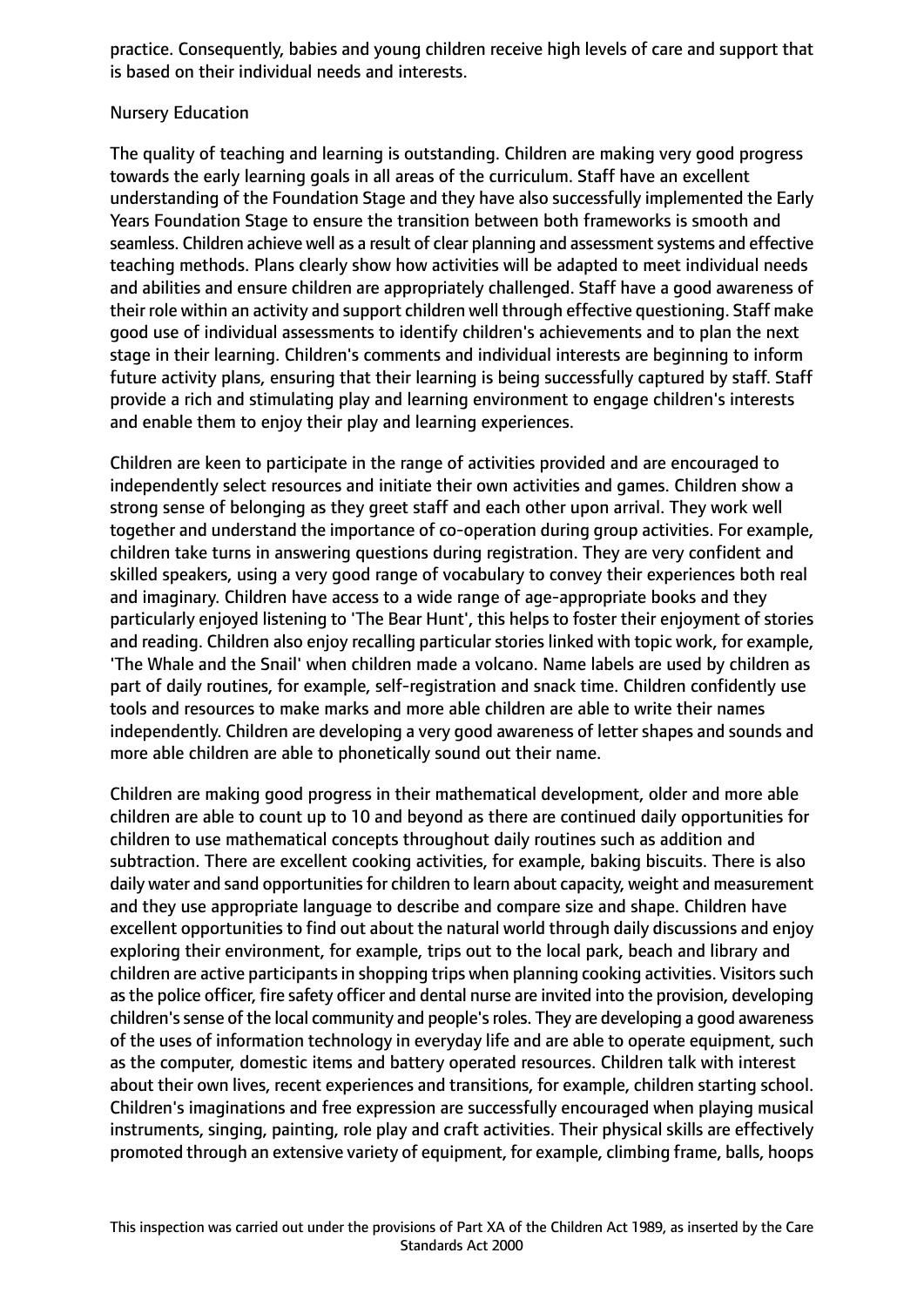practice. Consequently, babies and young children receive high levels of care and support that is based on their individual needs and interests.

Nursery Education

The quality of teaching and learning is outstanding. Children are making very good progress towards the early learning goals in all areas of the curriculum. Staff have an excellent understanding of the Foundation Stage and they have also successfully implemented the Early Years Foundation Stage to ensure the transition between both frameworks is smooth and seamless. Children achieve well as a result of clear planning and assessment systems and effective teaching methods. Plans clearly show how activities will be adapted to meet individual needs and abilities and ensure children are appropriately challenged. Staff have a good awareness of their role within an activity and support children well through effective questioning. Staff make good use of individual assessments to identify children's achievements and to plan the next stage in their learning. Children's comments and individual interests are beginning to inform future activity plans, ensuring that their learning is being successfully captured by staff. Staff provide a rich and stimulating play and learning environment to engage children's interests and enable them to enjoy their play and learning experiences.

Children are keen to participate in the range of activities provided and are encouraged to independently select resources and initiate their own activities and games. Children show a strong sense of belonging as they greet staff and each other upon arrival. They work well together and understand the importance of co-operation during group activities. For example, children take turns in answering questions during registration. They are very confident and skilled speakers, using a very good range of vocabulary to convey their experiences both real and imaginary. Children have access to a wide range of age-appropriate books and they particularly enjoyed listening to 'The Bear Hunt', this helps to foster their enjoyment of stories and reading. Children also enjoy recalling particular stories linked with topic work, for example, 'The Whale and the Snail' when children made a volcano. Name labels are used by children as part of daily routines, for example, self-registration and snack time. Children confidently use tools and resources to make marks and more able children are able to write their names independently. Children are developing a very good awareness of letter shapes and sounds and more able children are able to phonetically sound out their name.

Children are making good progress in their mathematical development, older and more able children are able to count up to 10 and beyond as there are continued daily opportunities for children to use mathematical concepts throughout daily routines such as addition and subtraction. There are excellent cooking activities, for example, baking biscuits. There is also daily water and sand opportunities for children to learn about capacity, weight and measurement and they use appropriate language to describe and compare size and shape. Children have excellent opportunities to find out about the natural world through daily discussions and enjoy exploring their environment, for example, trips out to the local park, beach and library and children are active participants in shopping trips when planning cooking activities. Visitors such as the police officer, fire safety officer and dental nurse are invited into the provision, developing children's sense of the local community and people's roles. They are developing a good awareness of the uses of information technology in everyday life and are able to operate equipment, such as the computer, domestic items and battery operated resources. Children talk with interest about their own lives, recent experiences and transitions, for example, children starting school. Children's imaginations and free expression are successfully encouraged when playing musical instruments, singing, painting, role play and craft activities. Their physical skills are effectively promoted through an extensive variety of equipment, for example, climbing frame, balls, hoops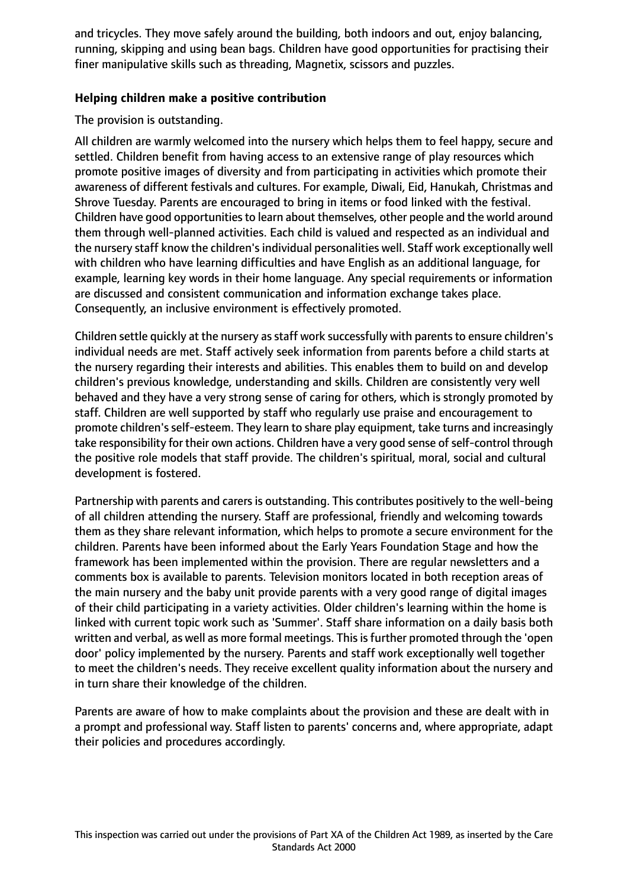and tricycles. They move safely around the building, both indoors and out, enjoy balancing, running, skipping and using bean bags. Children have good opportunities for practising their finer manipulative skills such as threading, Magnetix, scissors and puzzles.

**Helping children make a positive contribution**

The provision is outstanding.

All children are warmly welcomed into the nursery which helps them to feel happy, secure and settled. Children benefit from having access to an extensive range of play resources which promote positive images of diversity and from participating in activities which promote their awareness of different festivals and cultures. For example, Diwali, Eid, Hanukah, Christmas and Shrove Tuesday. Parents are encouraged to bring in items or food linked with the festival. Children have good opportunities to learn about themselves, other people and the world around them through well-planned activities. Each child is valued and respected as an individual and the nursery staff know the children's individual personalities well. Staff work exceptionally well with children who have learning difficulties and have English as an additional language, for example, learning key words in their home language. Any special requirements or information are discussed and consistent communication and information exchange takes place. Consequently, an inclusive environment is effectively promoted.

Children settle quickly at the nursery as staff work successfully with parents to ensure children's individual needs are met. Staff actively seek information from parents before a child starts at the nursery regarding their interests and abilities. This enables them to build on and develop children's previous knowledge, understanding and skills. Children are consistently very well behaved and they have a very strong sense of caring for others, which is strongly promoted by staff. Children are well supported by staff who regularly use praise and encouragement to promote children's self-esteem. They learn to share play equipment, take turns and increasingly take responsibility for their own actions. Children have a very good sense of self-control through the positive role models that staff provide. The children's spiritual, moral, social and cultural development is fostered.

Partnership with parents and carers is outstanding. This contributes positively to the well-being of all children attending the nursery. Staff are professional, friendly and welcoming towards them as they share relevant information, which helps to promote a secure environment for the children. Parents have been informed about the Early Years Foundation Stage and how the framework has been implemented within the provision. There are regular newsletters and a comments box is available to parents. Television monitors located in both reception areas of the main nursery and the baby unit provide parents with a very good range of digital images of their child participating in a variety activities. Older children's learning within the home is linked with current topic work such as 'Summer'. Staff share information on a daily basis both written and verbal, as well as more formal meetings. This is further promoted through the 'open door' policy implemented by the nursery. Parents and staff work exceptionally well together to meet the children's needs. They receive excellent quality information about the nursery and in turn share their knowledge of the children.

Parents are aware of how to make complaints about the provision and these are dealt with in a prompt and professional way. Staff listen to parents' concerns and, where appropriate, adapt their policies and procedures accordingly.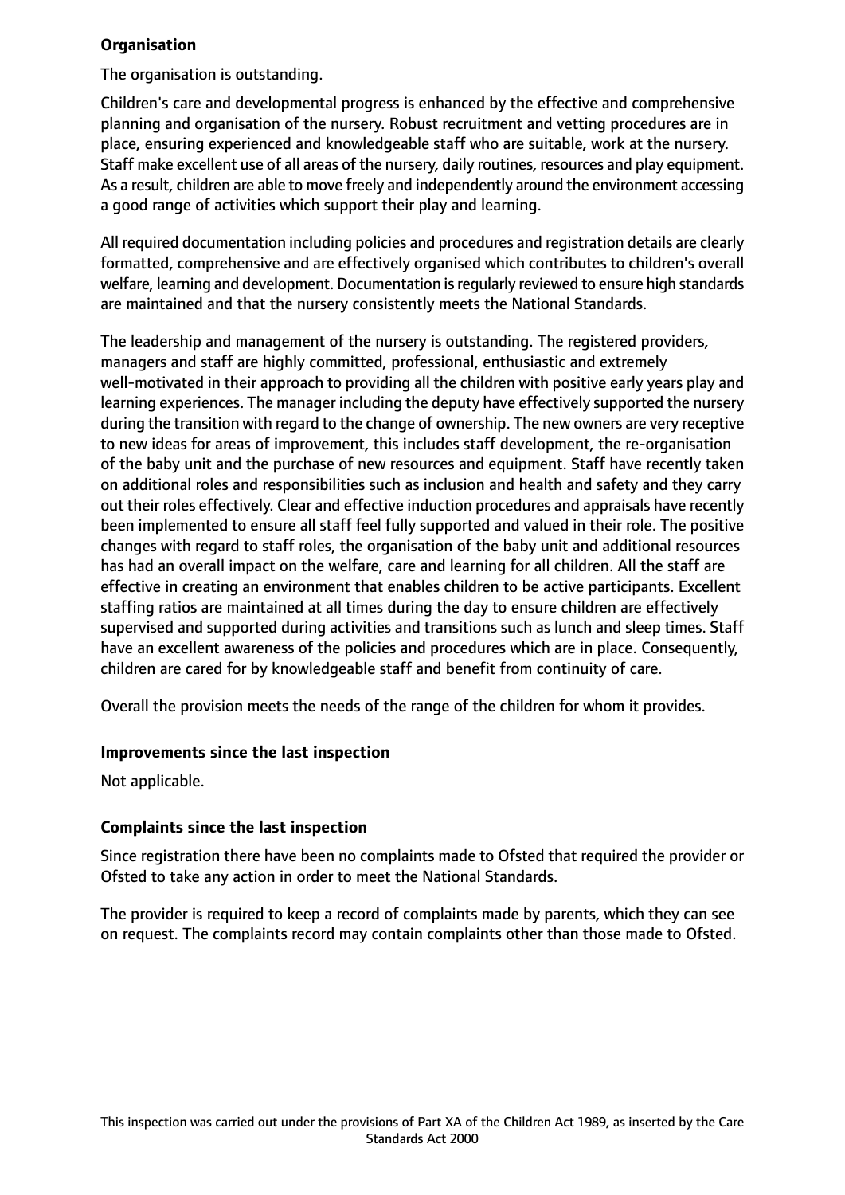**Organisation**

The organisation is outstanding.

Children's care and developmental progress is enhanced by the effective and comprehensive planning and organisation of the nursery. Robust recruitment and vetting procedures are in place, ensuring experienced and knowledgeable staff who are suitable, work at the nursery. Staff make excellent use of all areas of the nursery, daily routines, resources and play equipment. As a result, children are able to move freely and independently around the environment accessing a good range of activities which support their play and learning.

All required documentation including policies and procedures and registration details are clearly formatted, comprehensive and are effectively organised which contributes to children's overall welfare, learning and development. Documentation is regularly reviewed to ensure high standards are maintained and that the nursery consistently meets the National Standards.

The leadership and management of the nursery is outstanding. The registered providers, managers and staff are highly committed, professional, enthusiastic and extremely well-motivated in their approach to providing all the children with positive early years play and learning experiences. The manager including the deputy have effectively supported the nursery during the transition with regard to the change of ownership. The new owners are very receptive to new ideas for areas of improvement, this includes staff development, the re-organisation of the baby unit and the purchase of new resources and equipment. Staff have recently taken on additional roles and responsibilities such as inclusion and health and safety and they carry out their roles effectively. Clear and effective induction procedures and appraisals have recently been implemented to ensure all staff feel fully supported and valued in their role. The positive changes with regard to staff roles, the organisation of the baby unit and additional resources has had an overall impact on the welfare, care and learning for all children. All the staff are effective in creating an environment that enables children to be active participants. Excellent staffing ratios are maintained at all times during the day to ensure children are effectively supervised and supported during activities and transitions such as lunch and sleep times. Staff have an excellent awareness of the policies and procedures which are in place. Consequently, children are cared for by knowledgeable staff and benefit from continuity of care.

Overall the provision meets the needs of the range of the children for whom it provides.

**Improvements since the last inspection**

Not applicable.

**Complaints since the last inspection**

Since registration there have been no complaints made to Ofsted that required the provider or Ofsted to take any action in order to meet the National Standards.

The provider is required to keep a record of complaints made by parents, which they can see on request. The complaints record may contain complaints other than those made to Ofsted.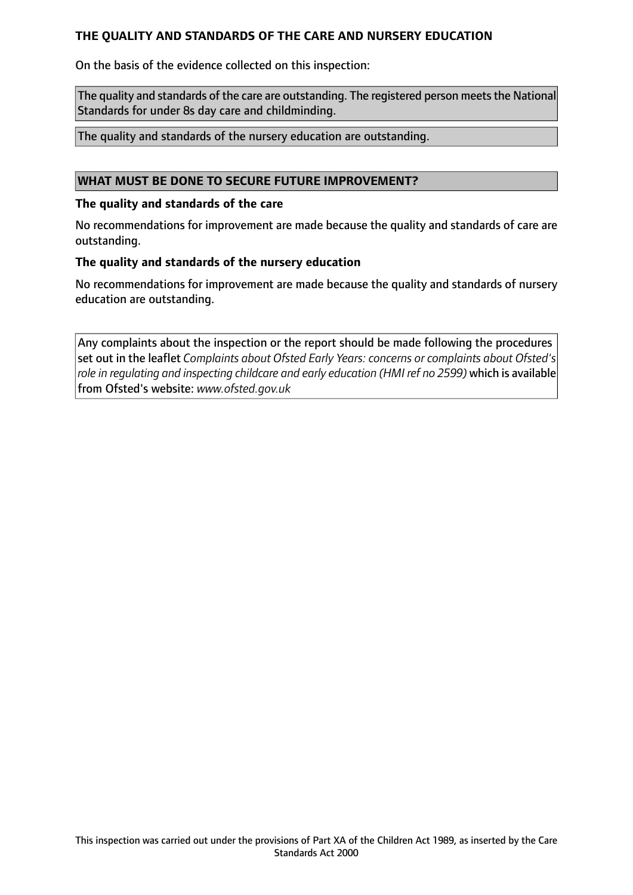## THE QUALITY AND STANDARDS OF THE CARE AND NURSERY EDUCATION

On the basis of the evidence collected on this inspection:

The quality and standards of the care are outstanding. The registered person meets the National Standards for under 8s day care and childminding.

The quality and standards of the nursery education are outstanding.

## WHAT MUST BE DONE TO SECURE FUTURE IMPROVEMENT?

### The quality and standards of the care

No recommendations for improvement are made because the quality and standards of care are outstanding.

### The quality and standards of the nursery education

No recommendations for improvement are made because the quality and standards of nursery education are outstanding.

Any complaints about the inspection or the report should be made following the procedures set out in the leaflet *Complaints about Ofsted Early Years: concerns or complaints about Ofsted's role in regulating and inspecting childcare and early education (HMI ref no 2599)* which is available from Ofsted's website: *www.ofsted.gov.uk*

This inspection was carried out under the provisions of Part XA of the Children Act 1989, as inserted by the Care Standards Act 2000